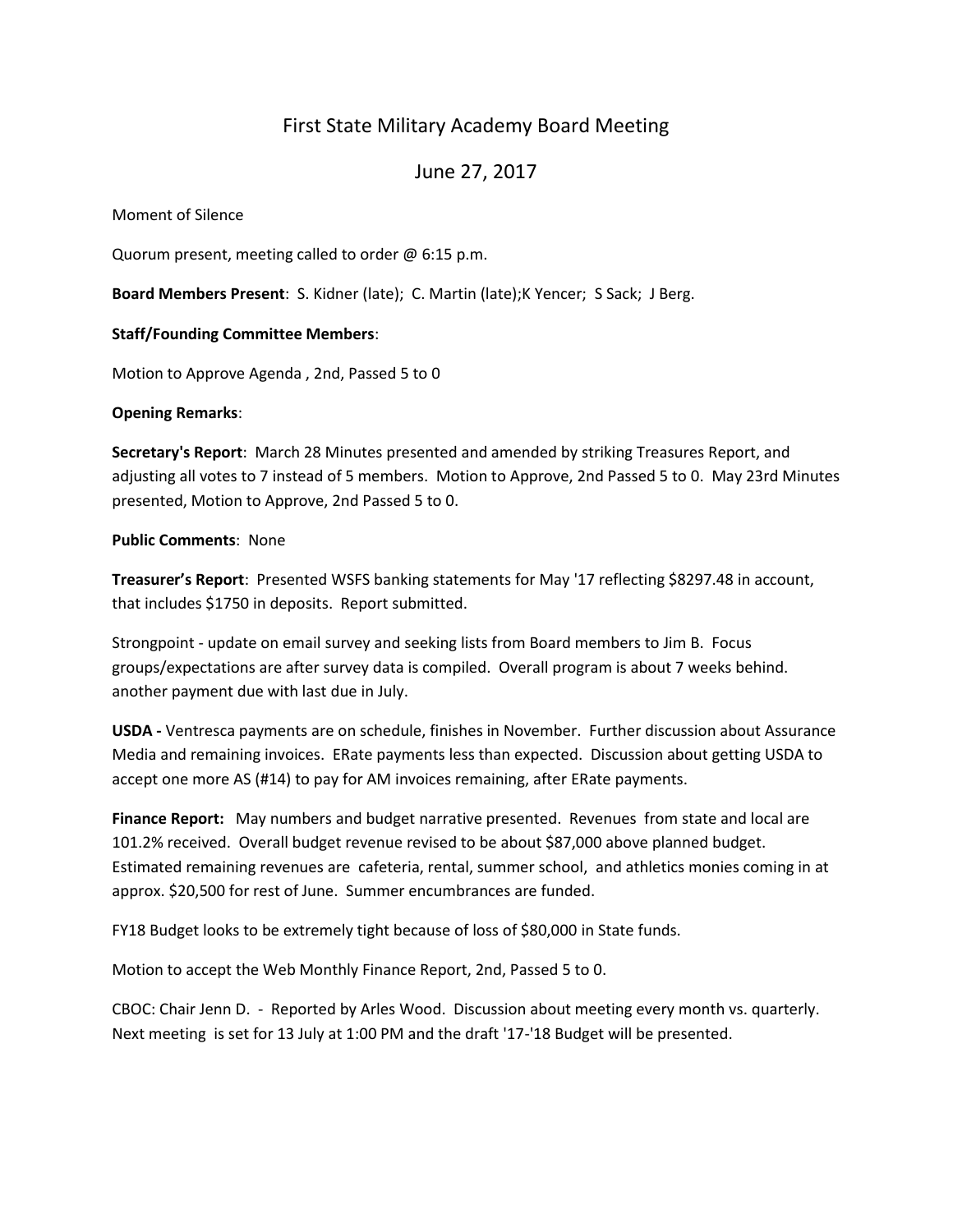# First State Military Academy Board Meeting

## June 27, 2017

Moment of Silence

Quorum present, meeting called to order @ 6:15 p.m.

**Board Members Present**: S. Kidner (late); C. Martin (late);K Yencer; S Sack; J Berg.

**Staff/Founding Committee Members**:

Motion to Approve Agenda , 2nd, Passed 5 to 0

**Opening Remarks**:

**Secretary's Report**: March 28 Minutes presented and amended by striking Treasures Report, and adjusting all votes to 7 instead of 5 members. Motion to Approve, 2nd Passed 5 to 0. May 23rd Minutes presented, Motion to Approve, 2nd Passed 5 to 0.

**Public Comments**: None

**Treasurer's Report**: Presented WSFS banking statements for May '17 reflecting $8297.48 in account, that includes $1750 in deposits. Report submitted.

Strongpoint - update on email survey and seeking lists from Board members to Jim B. Focus groups/expectations are after survey data is compiled. Overall program is about 7 weeks behind. another payment due with last due in July.

**USDA -** Ventresca payments are on schedule, finishes in November. Further discussion about Assurance Media and remaining invoices. ERate payments less than expected. Discussion about getting USDA to accept one more AS (#14) to pay for AM invoices remaining, after ERate payments.

**Finance Report:** May numbers and budget narrative presented. Revenues from state and local are 101.2% received. Overall budget revenue revised to be about $87,000 above planned budget. Estimated remaining revenues are cafeteria, rental, summer school, and athletics monies coming in at approx. $20,500 for rest of June. Summer encumbrances are funded.

FY18 Budget looks to be extremely tight because of loss of $80,000 in State funds.

Motion to accept the Web Monthly Finance Report, 2nd, Passed 5 to 0.

CBOC: Chair Jenn D. - Reported by Arles Wood. Discussion about meeting every month vs. quarterly. Next meeting is set for 13 July at 1:00 PM and the draft '17-'18 Budget will be presented.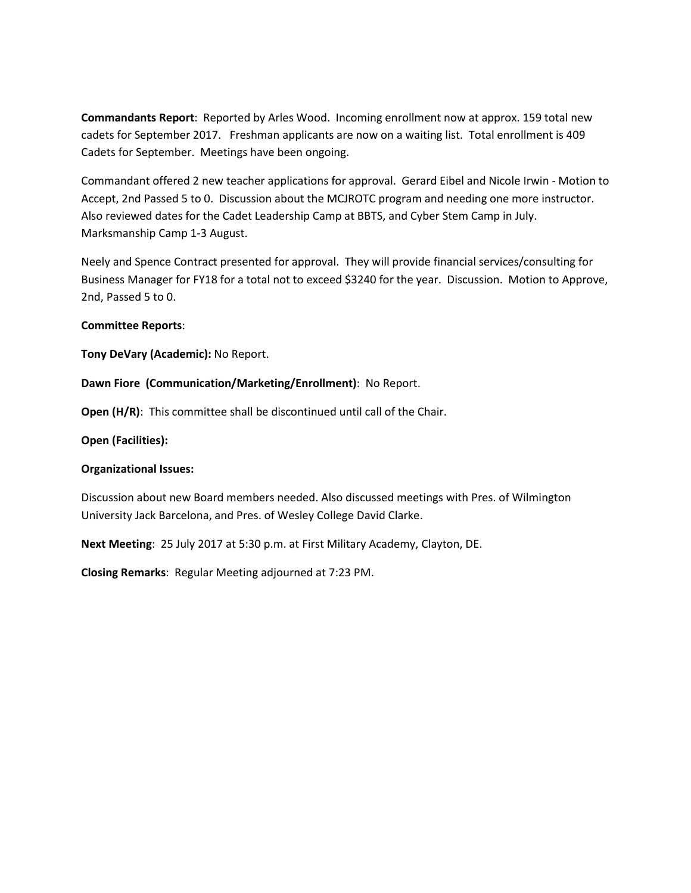**Commandants Report**: Reported by Arles Wood. Incoming enrollment now at approx. 159 total new cadets for September 2017. Freshman applicants are now on a waiting list. Total enrollment is 409 Cadets for September. Meetings have been ongoing.

Commandant offered 2 new teacher applications for approval. Gerard Eibel and Nicole Irwin - Motion to Accept, 2nd Passed 5 to 0. Discussion about the MCJROTC program and needing one more instructor. Also reviewed dates for the Cadet Leadership Camp at BBTS, and Cyber Stem Camp in July. Marksmanship Camp 1-3 August.

Neely and Spence Contract presented for approval. They will provide financial services/consulting for Business Manager for FY18 for a total not to exceed $3240 for the year. Discussion. Motion to Approve, 2nd, Passed 5 to 0.

**Committee Reports**:

**Tony DeVary (Academic):** No Report.

**Dawn Fiore (Communication/Marketing/Enrollment)**: No Report.

**Open (H/R)**: This committee shall be discontinued until call of the Chair.

**Open (Facilities):**

**Organizational Issues:**

Discussion about new Board members needed. Also discussed meetings with Pres. of Wilmington University Jack Barcelona, and Pres. of Wesley College David Clarke.

**Next Meeting**: 25 July 2017 at 5:30 p.m. at First Military Academy, Clayton, DE.

**Closing Remarks**: Regular Meeting adjourned at 7:23 PM.